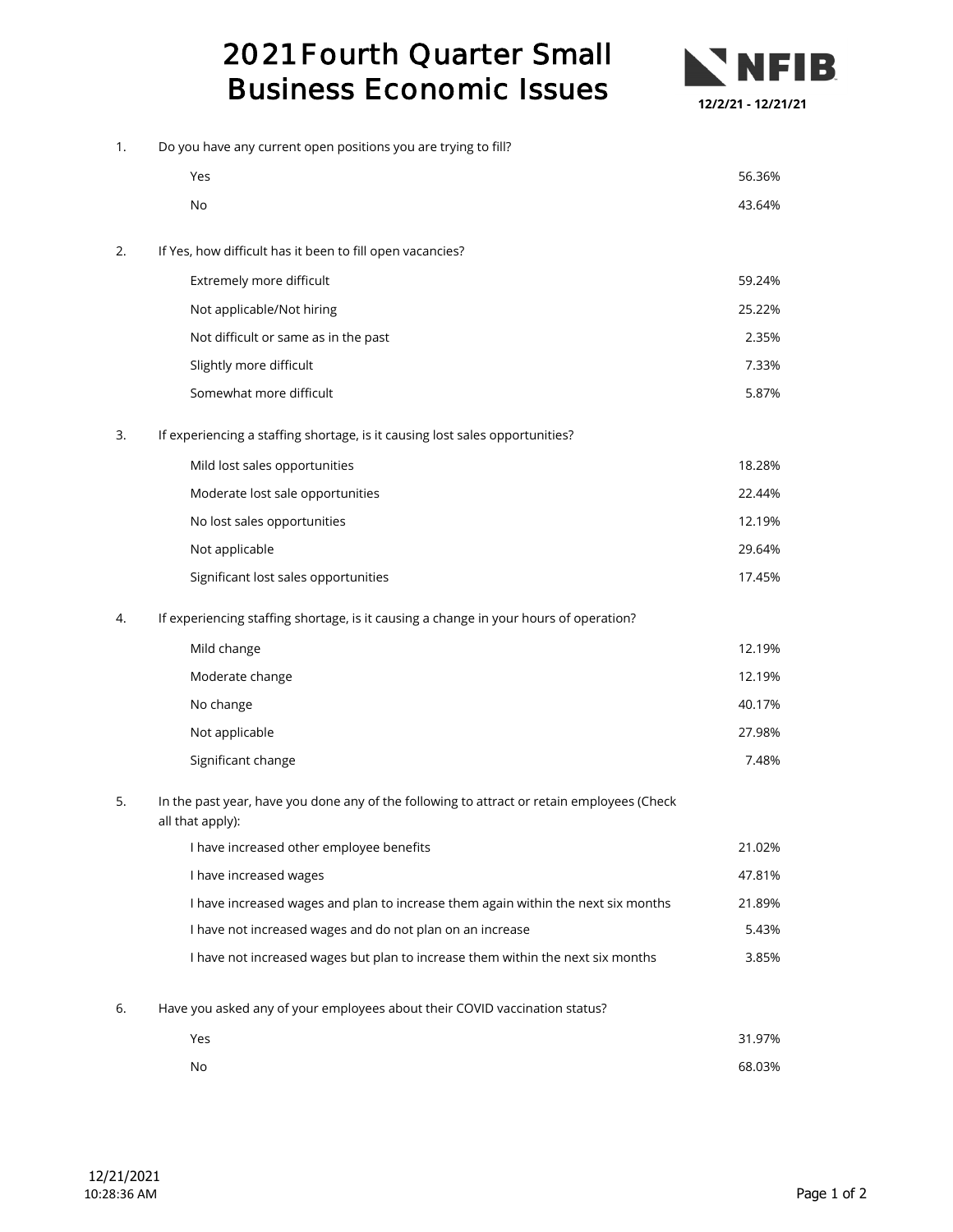# 2021 Fourth Quarter Small Business Economic Issues

**NFIB**

**12/2/21 - 12/21/21**

1. Do you have any current open positions you are trying to fill?

| Response | Percent |
|---|---|
| Yes | 56.36% |
| No | 43.64% |

2. If Yes, how difficult has it been to fill open vacancies?

| Response | Percent |
|---|---|
| Extremely more difficult | 59.24% |
| Not applicable/Not hiring | 25.22% |
| Not difficult or same as in the past | 2.35% |
| Slightly more difficult | 7.33% |
| Somewhat more difficult | 5.87% |

3. If experiencing a staffing shortage, is it causing lost sales opportunities?

| Response | Percent |
|---|---|
| Mild lost sales opportunities | 18.28% |
| Moderate lost sale opportunities | 22.44% |
| No lost sales opportunities | 12.19% |
| Not applicable | 29.64% |
| Significant lost sales opportunities | 17.45% |

4. If experiencing staffing shortage, is it causing a change in your hours of operation?

| Response | Percent |
|---|---|
| Mild change | 12.19% |
| Moderate change | 12.19% |
| No change | 40.17% |
| Not applicable | 27.98% |
| Significant change | 7.48% |

5. In the past year, have you done any of the following to attract or retain employees (Check all that apply):

| Response | Percent |
|---|---|
| I have increased other employee benefits | 21.02% |
| I have increased wages | 47.81% |
| I have increased wages and plan to increase them again within the next six months | 21.89% |
| I have not increased wages and do not plan on an increase | 5.43% |
| I have not increased wages but plan to increase them within the next six months | 3.85% |

6. Have you asked any of your employees about their COVID vaccination status?

| Response | Percent |
|---|---|
| Yes | 31.97% |
| No | 68.03% |

12/21/2021
10:28:36 AM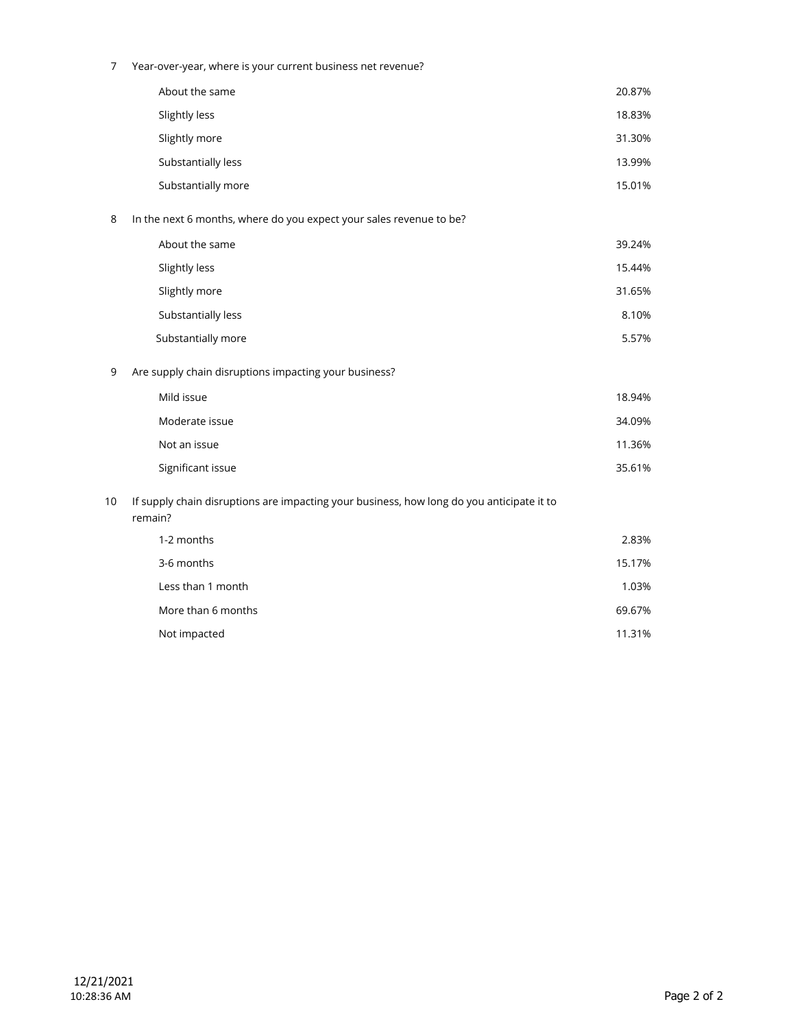7 Year-over-year, where is your current business net revenue?

| | |
|---|---|
| About the same | 20.87% |
| Slightly less | 18.83% |
| Slightly more | 31.30% |
| Substantially less | 13.99% |
| Substantially more | 15.01% |

8 In the next 6 months, where do you expect your sales revenue to be?

| | |
|---|---|
| About the same | 39.24% |
| Slightly less | 15.44% |
| Slightly more | 31.65% |
| Substantially less | 8.10% |
| Substantially more | 5.57% |

9 Are supply chain disruptions impacting your business?

| | |
|---|---|
| Mild issue | 18.94% |
| Moderate issue | 34.09% |
| Not an issue | 11.36% |
| Significant issue | 35.61% |

10 If supply chain disruptions are impacting your business, how long do you anticipate it to remain?

| | |
|---|---|
| 1-2 months | 2.83% |
| 3-6 months | 15.17% |
| Less than 1 month | 1.03% |
| More than 6 months | 69.67% |
| Not impacted | 11.31% |

12/21/2021
10:28:36 AM